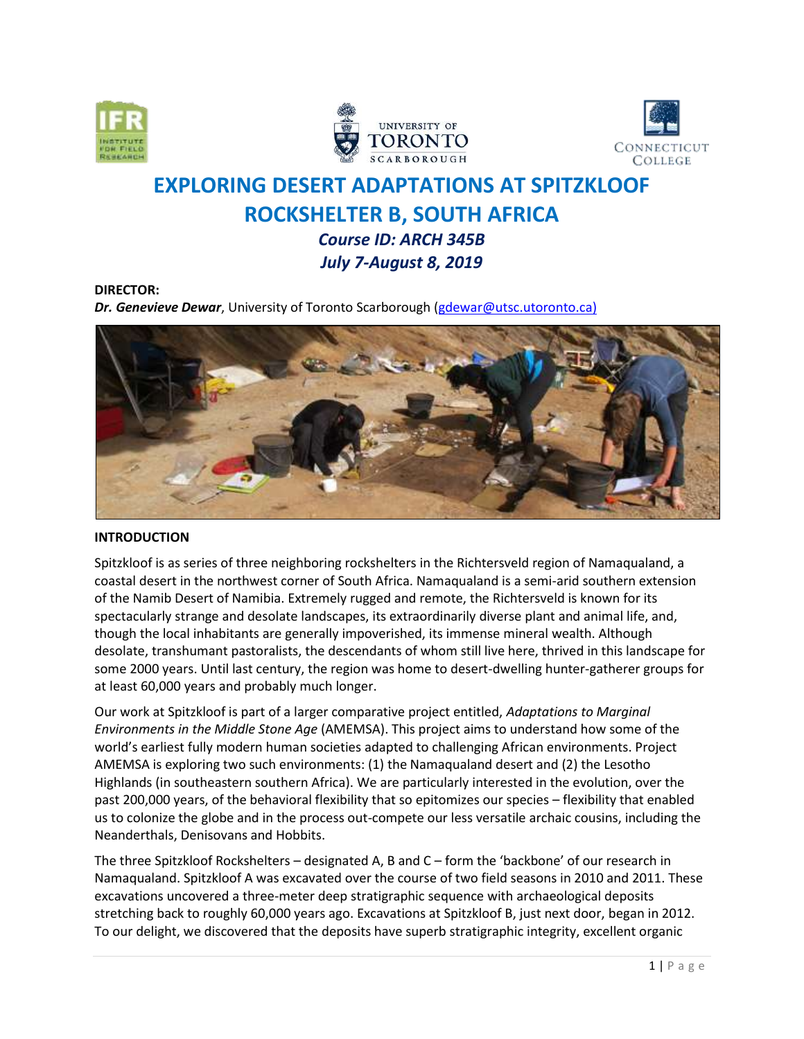# EXPLORING DESERT ADAPTATIONS AT SPITZKLOOF ROCKSHELTER B, SOUTH AFRICA

## *Course ID: ARCH 345B*

## *July 7-August 8, 2019*

**DIRECTOR:**

***Dr. Genevieve Dewar***, University of Toronto Scarborough (gdewar@utsc.utoronto.ca)

**INTRODUCTION**

Spitzkloof is as series of three neighboring rockshelters in the Richtersveld region of Namaqualand, a coastal desert in the northwest corner of South Africa. Namaqualand is a semi-arid southern extension of the Namib Desert of Namibia. Extremely rugged and remote, the Richtersveld is known for its spectacularly strange and desolate landscapes, its extraordinarily diverse plant and animal life, and, though the local inhabitants are generally impoverished, its immense mineral wealth. Although desolate, transhumant pastoralists, the descendants of whom still live here, thrived in this landscape for some 2000 years. Until last century, the region was home to desert-dwelling hunter-gatherer groups for at least 60,000 years and probably much longer.

Our work at Spitzkloof is part of a larger comparative project entitled, *Adaptations to Marginal Environments in the Middle Stone Age* (AMEMSA). This project aims to understand how some of the world's earliest fully modern human societies adapted to challenging African environments. Project AMEMSA is exploring two such environments: (1) the Namaqualand desert and (2) the Lesotho Highlands (in southeastern southern Africa). We are particularly interested in the evolution, over the past 200,000 years, of the behavioral flexibility that so epitomizes our species – flexibility that enabled us to colonize the globe and in the process out-compete our less versatile archaic cousins, including the Neanderthals, Denisovans and Hobbits.

The three Spitzkloof Rockshelters – designated A, B and C – form the 'backbone' of our research in Namaqualand. Spitzkloof A was excavated over the course of two field seasons in 2010 and 2011. These excavations uncovered a three-meter deep stratigraphic sequence with archaeological deposits stretching back to roughly 60,000 years ago. Excavations at Spitzkloof B, just next door, began in 2012. To our delight, we discovered that the deposits have superb stratigraphic integrity, excellent organic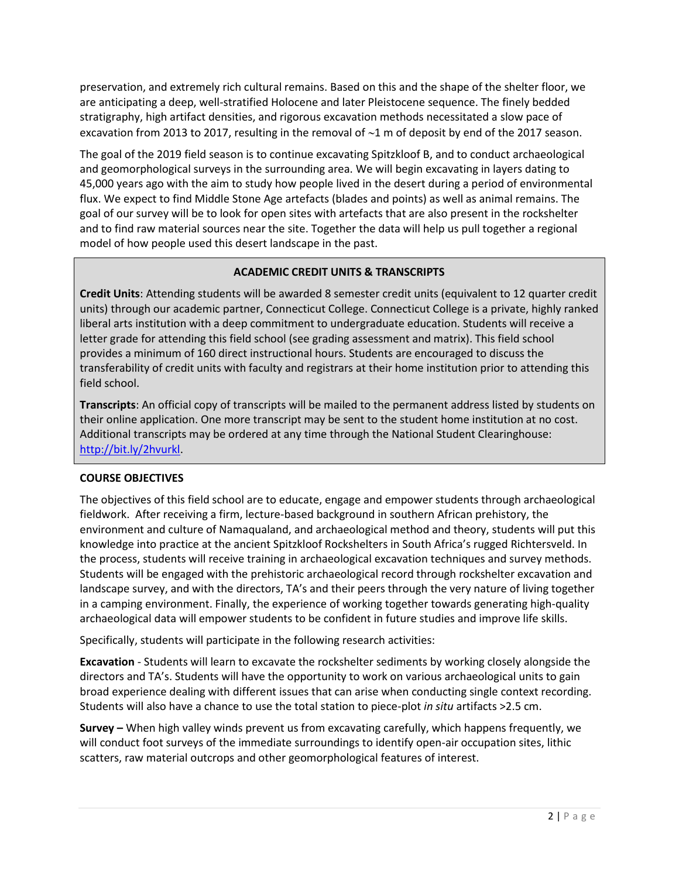preservation, and extremely rich cultural remains. Based on this and the shape of the shelter floor, we are anticipating a deep, well-stratified Holocene and later Pleistocene sequence. The finely bedded stratigraphy, high artifact densities, and rigorous excavation methods necessitated a slow pace of excavation from 2013 to 2017, resulting in the removal of ~1 m of deposit by end of the 2017 season.

The goal of the 2019 field season is to continue excavating Spitzkloof B, and to conduct archaeological and geomorphological surveys in the surrounding area. We will begin excavating in layers dating to 45,000 years ago with the aim to study how people lived in the desert during a period of environmental flux. We expect to find Middle Stone Age artefacts (blades and points) as well as animal remains. The goal of our survey will be to look for open sites with artefacts that are also present in the rockshelter and to find raw material sources near the site. Together the data will help us pull together a regional model of how people used this desert landscape in the past.

## ACADEMIC CREDIT UNITS & TRANSCRIPTS

**Credit Units**: Attending students will be awarded 8 semester credit units (equivalent to 12 quarter credit units) through our academic partner, Connecticut College. Connecticut College is a private, highly ranked liberal arts institution with a deep commitment to undergraduate education. Students will receive a letter grade for attending this field school (see grading assessment and matrix). This field school provides a minimum of 160 direct instructional hours. Students are encouraged to discuss the transferability of credit units with faculty and registrars at their home institution prior to attending this field school.

**Transcripts**: An official copy of transcripts will be mailed to the permanent address listed by students on their online application. One more transcript may be sent to the student home institution at no cost. Additional transcripts may be ordered at any time through the National Student Clearinghouse: http://bit.ly/2hvurkl.

## COURSE OBJECTIVES

The objectives of this field school are to educate, engage and empower students through archaeological fieldwork. After receiving a firm, lecture-based background in southern African prehistory, the environment and culture of Namaqualand, and archaeological method and theory, students will put this knowledge into practice at the ancient Spitzkloof Rockshelters in South Africa's rugged Richtersveld. In the process, students will receive training in archaeological excavation techniques and survey methods. Students will be engaged with the prehistoric archaeological record through rockshelter excavation and landscape survey, and with the directors, TA's and their peers through the very nature of living together in a camping environment. Finally, the experience of working together towards generating high-quality archaeological data will empower students to be confident in future studies and improve life skills.

Specifically, students will participate in the following research activities:

**Excavation** - Students will learn to excavate the rockshelter sediments by working closely alongside the directors and TA's. Students will have the opportunity to work on various archaeological units to gain broad experience dealing with different issues that can arise when conducting single context recording. Students will also have a chance to use the total station to piece-plot *in situ* artifacts >2.5 cm.

**Survey –** When high valley winds prevent us from excavating carefully, which happens frequently, we will conduct foot surveys of the immediate surroundings to identify open-air occupation sites, lithic scatters, raw material outcrops and other geomorphological features of interest.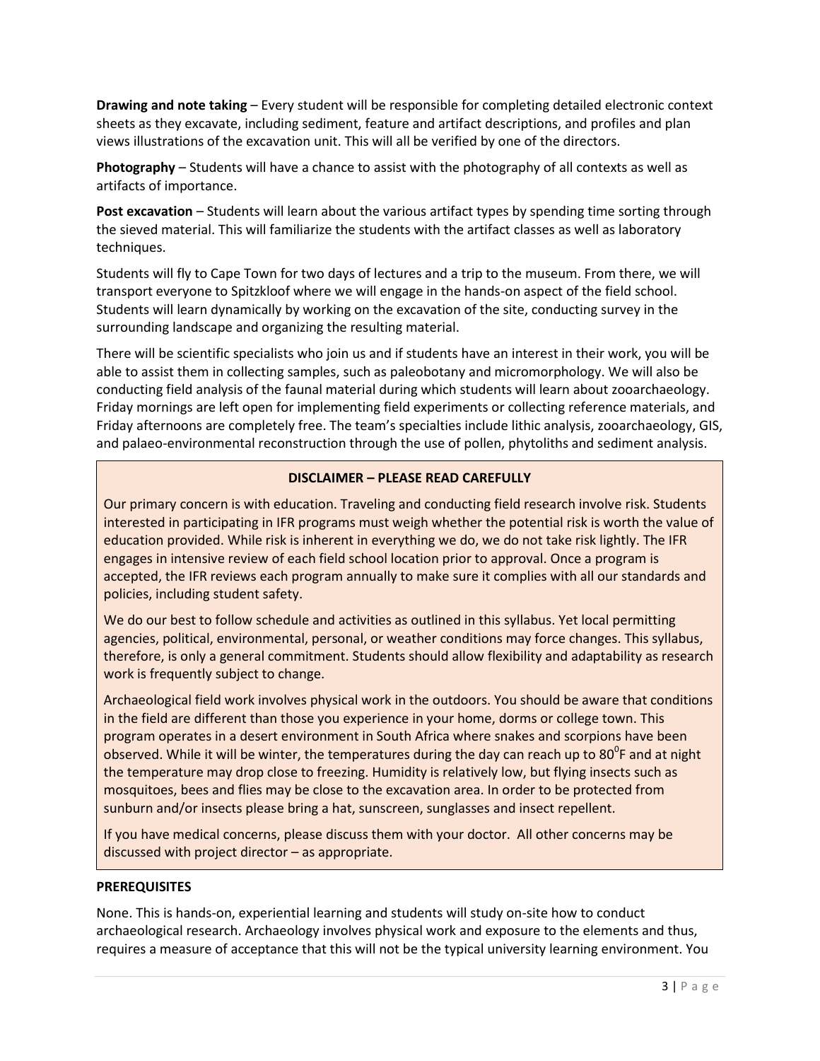**Drawing and note taking** – Every student will be responsible for completing detailed electronic context sheets as they excavate, including sediment, feature and artifact descriptions, and profiles and plan views illustrations of the excavation unit. This will all be verified by one of the directors.

**Photography** – Students will have a chance to assist with the photography of all contexts as well as artifacts of importance.

**Post excavation** – Students will learn about the various artifact types by spending time sorting through the sieved material. This will familiarize the students with the artifact classes as well as laboratory techniques.

Students will fly to Cape Town for two days of lectures and a trip to the museum. From there, we will transport everyone to Spitzkloof where we will engage in the hands-on aspect of the field school. Students will learn dynamically by working on the excavation of the site, conducting survey in the surrounding landscape and organizing the resulting material.

There will be scientific specialists who join us and if students have an interest in their work, you will be able to assist them in collecting samples, such as paleobotany and micromorphology. We will also be conducting field analysis of the faunal material during which students will learn about zooarchaeology. Friday mornings are left open for implementing field experiments or collecting reference materials, and Friday afternoons are completely free. The team's specialties include lithic analysis, zooarchaeology, GIS, and palaeo-environmental reconstruction through the use of pollen, phytoliths and sediment analysis.

**DISCLAIMER – PLEASE READ CAREFULLY**

Our primary concern is with education. Traveling and conducting field research involve risk. Students interested in participating in IFR programs must weigh whether the potential risk is worth the value of education provided. While risk is inherent in everything we do, we do not take risk lightly. The IFR engages in intensive review of each field school location prior to approval. Once a program is accepted, the IFR reviews each program annually to make sure it complies with all our standards and policies, including student safety.

We do our best to follow schedule and activities as outlined in this syllabus. Yet local permitting agencies, political, environmental, personal, or weather conditions may force changes. This syllabus, therefore, is only a general commitment. Students should allow flexibility and adaptability as research work is frequently subject to change.

Archaeological field work involves physical work in the outdoors. You should be aware that conditions in the field are different than those you experience in your home, dorms or college town. This program operates in a desert environment in South Africa where snakes and scorpions have been observed. While it will be winter, the temperatures during the day can reach up to $80^{0}$F and at night the temperature may drop close to freezing. Humidity is relatively low, but flying insects such as mosquitoes, bees and flies may be close to the excavation area. In order to be protected from sunburn and/or insects please bring a hat, sunscreen, sunglasses and insect repellent.

If you have medical concerns, please discuss them with your doctor. All other concerns may be discussed with project director – as appropriate.

**PREREQUISITES**

None. This is hands-on, experiential learning and students will study on-site how to conduct archaeological research. Archaeology involves physical work and exposure to the elements and thus, requires a measure of acceptance that this will not be the typical university learning environment. You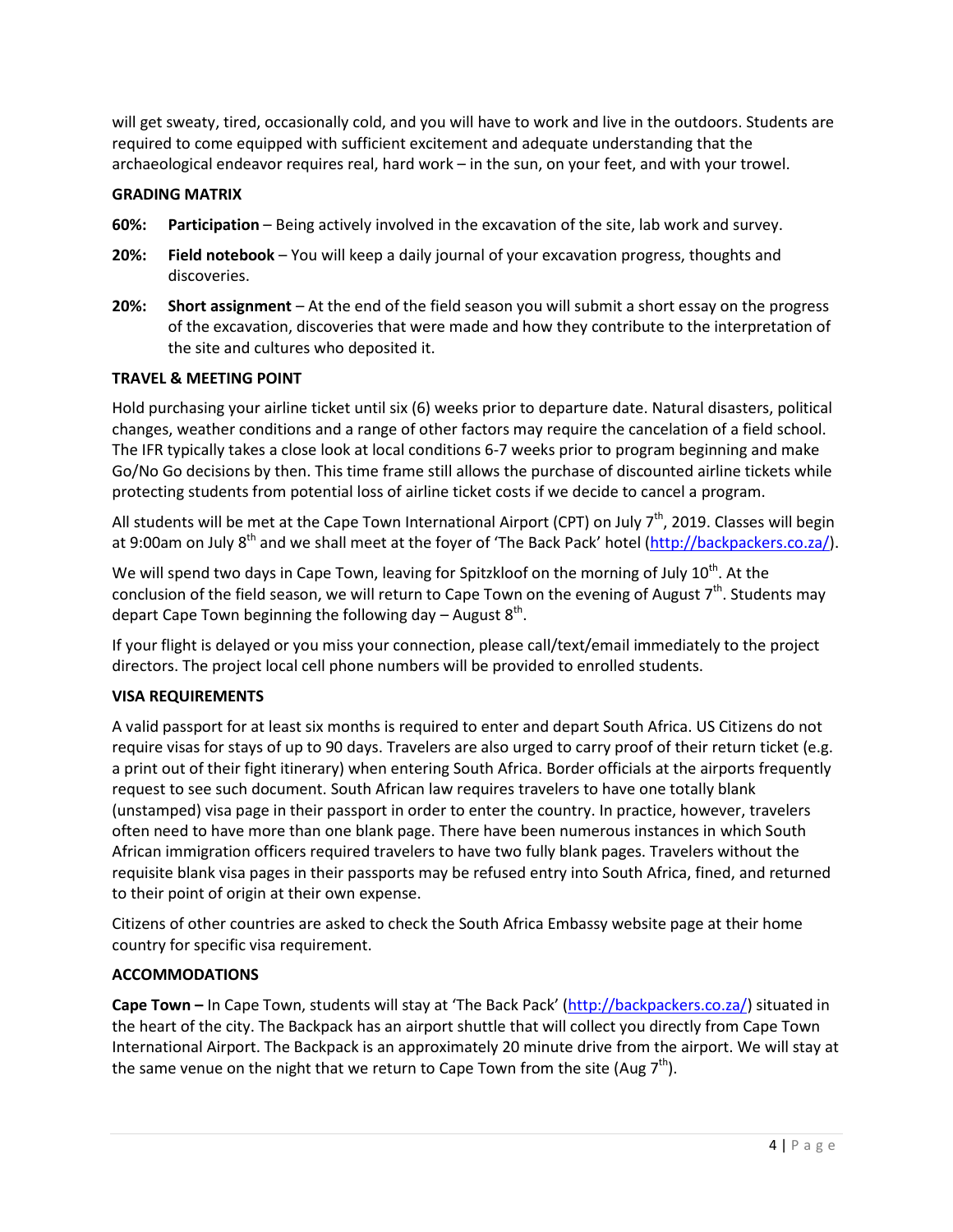will get sweaty, tired, occasionally cold, and you will have to work and live in the outdoors. Students are required to come equipped with sufficient excitement and adequate understanding that the archaeological endeavor requires real, hard work – in the sun, on your feet, and with your trowel.

**GRADING MATRIX**

**60%: Participation** – Being actively involved in the excavation of the site, lab work and survey.

**20%: Field notebook** – You will keep a daily journal of your excavation progress, thoughts and discoveries.

**20%: Short assignment** – At the end of the field season you will submit a short essay on the progress of the excavation, discoveries that were made and how they contribute to the interpretation of the site and cultures who deposited it.

**TRAVEL & MEETING POINT**

Hold purchasing your airline ticket until six (6) weeks prior to departure date. Natural disasters, political changes, weather conditions and a range of other factors may require the cancelation of a field school. The IFR typically takes a close look at local conditions 6-7 weeks prior to program beginning and make Go/No Go decisions by then. This time frame still allows the purchase of discounted airline tickets while protecting students from potential loss of airline ticket costs if we decide to cancel a program.

All students will be met at the Cape Town International Airport (CPT) on July 7th, 2019. Classes will begin at 9:00am on July 8th and we shall meet at the foyer of 'The Back Pack' hotel (http://backpackers.co.za/).

We will spend two days in Cape Town, leaving for Spitzkloof on the morning of July 10th. At the conclusion of the field season, we will return to Cape Town on the evening of August 7th. Students may depart Cape Town beginning the following day – August 8th.

If your flight is delayed or you miss your connection, please call/text/email immediately to the project directors. The project local cell phone numbers will be provided to enrolled students.

**VISA REQUIREMENTS**

A valid passport for at least six months is required to enter and depart South Africa. US Citizens do not require visas for stays of up to 90 days. Travelers are also urged to carry proof of their return ticket (e.g. a print out of their fight itinerary) when entering South Africa. Border officials at the airports frequently request to see such document. South African law requires travelers to have one totally blank (unstamped) visa page in their passport in order to enter the country. In practice, however, travelers often need to have more than one blank page. There have been numerous instances in which South African immigration officers required travelers to have two fully blank pages. Travelers without the requisite blank visa pages in their passports may be refused entry into South Africa, fined, and returned to their point of origin at their own expense.

Citizens of other countries are asked to check the South Africa Embassy website page at their home country for specific visa requirement.

**ACCOMMODATIONS**

**Cape Town –** In Cape Town, students will stay at 'The Back Pack' (http://backpackers.co.za/) situated in the heart of the city. The Backpack has an airport shuttle that will collect you directly from Cape Town International Airport. The Backpack is an approximately 20 minute drive from the airport. We will stay at the same venue on the night that we return to Cape Town from the site (Aug 7th).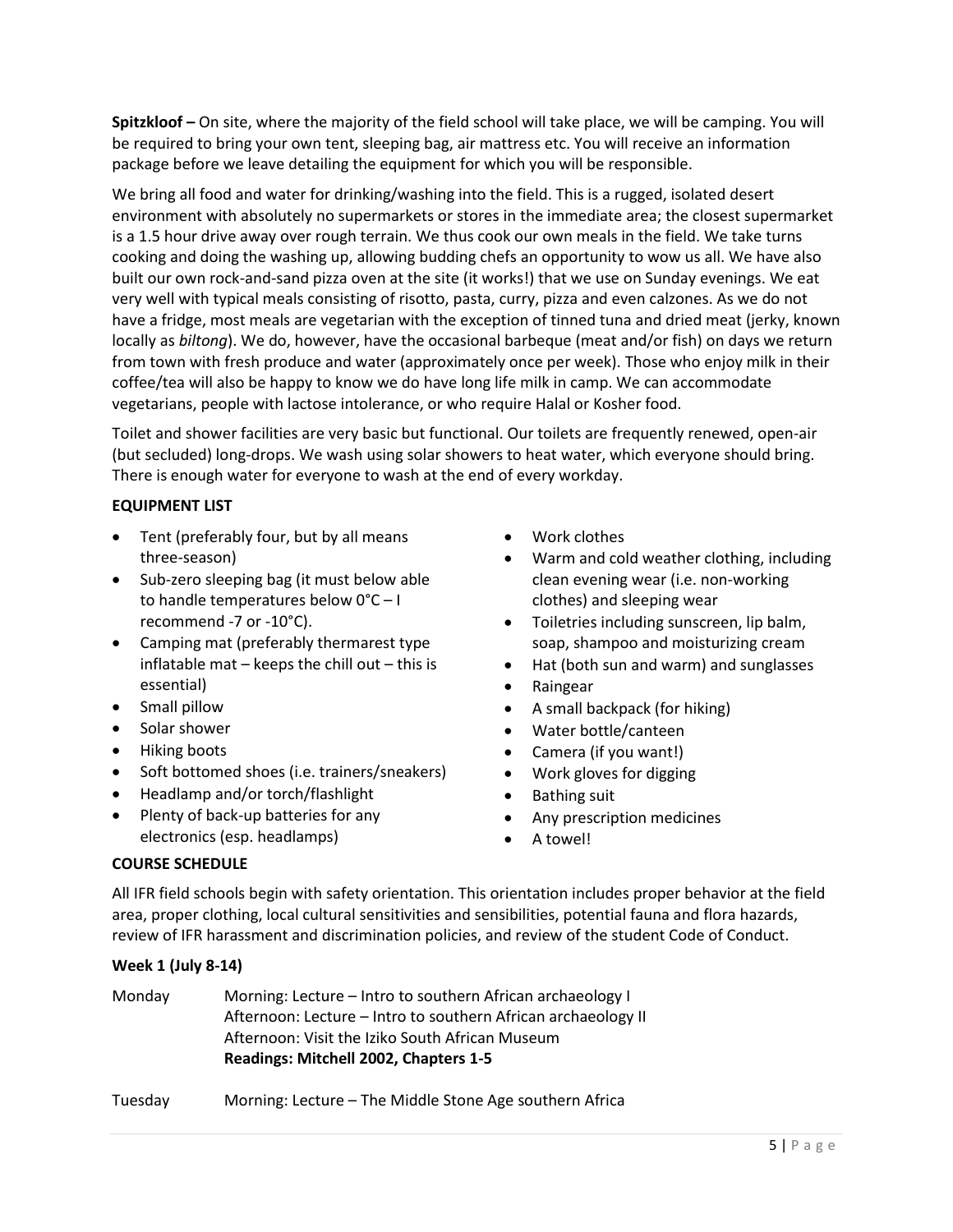**Spitzkloof –** On site, where the majority of the field school will take place, we will be camping. You will be required to bring your own tent, sleeping bag, air mattress etc. You will receive an information package before we leave detailing the equipment for which you will be responsible.

We bring all food and water for drinking/washing into the field. This is a rugged, isolated desert environment with absolutely no supermarkets or stores in the immediate area; the closest supermarket is a 1.5 hour drive away over rough terrain. We thus cook our own meals in the field. We take turns cooking and doing the washing up, allowing budding chefs an opportunity to wow us all. We have also built our own rock-and-sand pizza oven at the site (it works!) that we use on Sunday evenings. We eat very well with typical meals consisting of risotto, pasta, curry, pizza and even calzones. As we do not have a fridge, most meals are vegetarian with the exception of tinned tuna and dried meat (jerky, known locally as *biltong*). We do, however, have the occasional barbeque (meat and/or fish) on days we return from town with fresh produce and water (approximately once per week). Those who enjoy milk in their coffee/tea will also be happy to know we do have long life milk in camp. We can accommodate vegetarians, people with lactose intolerance, or who require Halal or Kosher food.

Toilet and shower facilities are very basic but functional. Our toilets are frequently renewed, open-air (but secluded) long-drops. We wash using solar showers to heat water, which everyone should bring. There is enough water for everyone to wash at the end of every workday.

**EQUIPMENT LIST**

- Tent (preferably four, but by all means three-season)
- Sub-zero sleeping bag (it must below able to handle temperatures below 0°C – I recommend -7 or -10°C).
- Camping mat (preferably thermarest type inflatable mat – keeps the chill out – this is essential)
- Small pillow
- Solar shower
- Hiking boots
- Soft bottomed shoes (i.e. trainers/sneakers)
- Headlamp and/or torch/flashlight
- Plenty of back-up batteries for any electronics (esp. headlamps)
- Work clothes
- Warm and cold weather clothing, including clean evening wear (i.e. non-working clothes) and sleeping wear
- Toiletries including sunscreen, lip balm, soap, shampoo and moisturizing cream
- Hat (both sun and warm) and sunglasses
- Raingear
- A small backpack (for hiking)
- Water bottle/canteen
- Camera (if you want!)
- Work gloves for digging
- Bathing suit
- Any prescription medicines
- A towel!

**COURSE SCHEDULE**

All IFR field schools begin with safety orientation. This orientation includes proper behavior at the field area, proper clothing, local cultural sensitivities and sensibilities, potential fauna and flora hazards, review of IFR harassment and discrimination policies, and review of the student Code of Conduct.

**Week 1 (July 8-14)**

Monday
Morning: Lecture – Intro to southern African archaeology I
Afternoon: Lecture – Intro to southern African archaeology II
Afternoon: Visit the Iziko South African Museum
**Readings: Mitchell 2002, Chapters 1-5**

Tuesday
Morning: Lecture – The Middle Stone Age southern Africa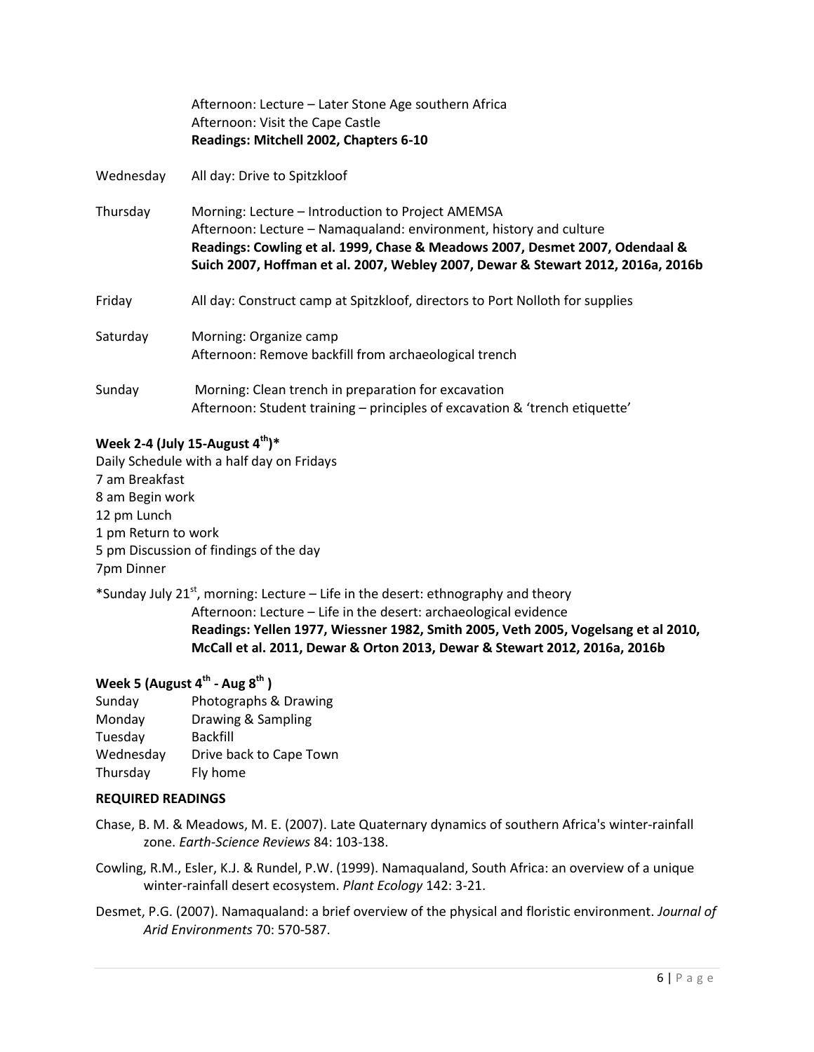| | |
|---|---|
| | Afternoon: Lecture – Later Stone Age southern Africa<br>Afternoon: Visit the Cape Castle<br>**Readings: Mitchell 2002, Chapters 6-10** |
| Wednesday | All day: Drive to Spitzkloof |
| Thursday | Morning: Lecture – Introduction to Project AMEMSA<br>Afternoon: Lecture – Namaqualand: environment, history and culture<br>**Readings: Cowling et al. 1999, Chase & Meadows 2007, Desmet 2007, Odendaal & Suich 2007, Hoffman et al. 2007, Webley 2007, Dewar & Stewart 2012, 2016a, 2016b** |
| Friday | All day: Construct camp at Spitzkloof, directors to Port Nolloth for supplies |
| Saturday | Morning: Organize camp<br>Afternoon: Remove backfill from archaeological trench |
| Sunday | Morning: Clean trench in preparation for excavation<br>Afternoon: Student training – principles of excavation & 'trench etiquette' |

**Week 2-4 (July 15-August 4th)***

Daily Schedule with a half day on Fridays
7 am Breakfast
8 am Begin work
12 pm Lunch
1 pm Return to work
5 pm Discussion of findings of the day
7pm Dinner

*Sunday July 21st, morning: Lecture – Life in the desert: ethnography and theory
Afternoon: Lecture – Life in the desert: archaeological evidence
**Readings: Yellen 1977, Wiessner 1982, Smith 2005, Veth 2005, Vogelsang et al 2010, McCall et al. 2011, Dewar & Orton 2013, Dewar & Stewart 2012, 2016a, 2016b**

**Week 5 (August 4th - Aug 8th )**

| | |
|---|---|
| Sunday | Photographs & Drawing |
| Monday | Drawing & Sampling |
| Tuesday | Backfill |
| Wednesday | Drive back to Cape Town |
| Thursday | Fly home |

**REQUIRED READINGS**

Chase, B. M. & Meadows, M. E. (2007). Late Quaternary dynamics of southern Africa's winter-rainfall zone. *Earth-Science Reviews* 84: 103-138.

Cowling, R.M., Esler, K.J. & Rundel, P.W. (1999). Namaqualand, South Africa: an overview of a unique winter-rainfall desert ecosystem. *Plant Ecology* 142: 3-21.

Desmet, P.G. (2007). Namaqualand: a brief overview of the physical and floristic environment. *Journal of Arid Environments* 70: 570-587.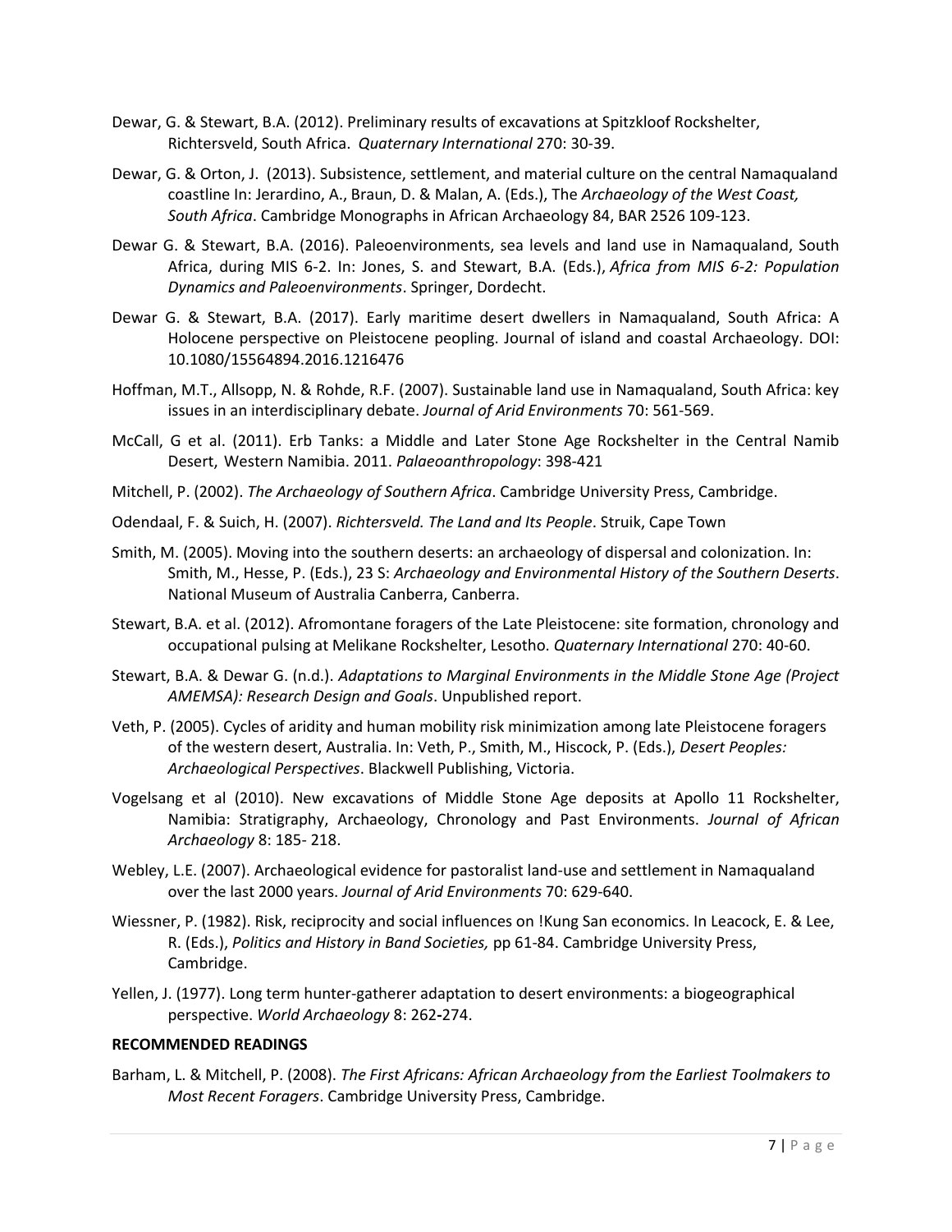Dewar, G. & Stewart, B.A. (2012). Preliminary results of excavations at Spitzkloof Rockshelter, Richtersveld, South Africa. *Quaternary International* 270: 30-39.

Dewar, G. & Orton, J. (2013). Subsistence, settlement, and material culture on the central Namaqualand coastline In: Jerardino, A., Braun, D. & Malan, A. (Eds.), The *Archaeology of the West Coast, South Africa*. Cambridge Monographs in African Archaeology 84, BAR 2526 109-123.

Dewar G. & Stewart, B.A. (2016). Paleoenvironments, sea levels and land use in Namaqualand, South Africa, during MIS 6-2. In: Jones, S. and Stewart, B.A. (Eds.), *Africa from MIS 6-2: Population Dynamics and Paleoenvironments*. Springer, Dordecht.

Dewar G. & Stewart, B.A. (2017). Early maritime desert dwellers in Namaqualand, South Africa: A Holocene perspective on Pleistocene peopling. Journal of island and coastal Archaeology. DOI: 10.1080/15564894.2016.1216476

Hoffman, M.T., Allsopp, N. & Rohde, R.F. (2007). Sustainable land use in Namaqualand, South Africa: key issues in an interdisciplinary debate. *Journal of Arid Environments* 70: 561-569.

McCall, G et al. (2011). Erb Tanks: a Middle and Later Stone Age Rockshelter in the Central Namib Desert, Western Namibia. 2011. *Palaeoanthropology*: 398-421

Mitchell, P. (2002). *The Archaeology of Southern Africa*. Cambridge University Press, Cambridge.

Odendaal, F. & Suich, H. (2007). *Richtersveld. The Land and Its People*. Struik, Cape Town

Smith, M. (2005). Moving into the southern deserts: an archaeology of dispersal and colonization. In: Smith, M., Hesse, P. (Eds.), 23 S: *Archaeology and Environmental History of the Southern Deserts*. National Museum of Australia Canberra, Canberra.

Stewart, B.A. et al. (2012). Afromontane foragers of the Late Pleistocene: site formation, chronology and occupational pulsing at Melikane Rockshelter, Lesotho. *Quaternary International* 270: 40-60.

Stewart, B.A. & Dewar G. (n.d.). *Adaptations to Marginal Environments in the Middle Stone Age (Project AMEMSA): Research Design and Goals*. Unpublished report.

Veth, P. (2005). Cycles of aridity and human mobility risk minimization among late Pleistocene foragers of the western desert, Australia. In: Veth, P., Smith, M., Hiscock, P. (Eds.), *Desert Peoples: Archaeological Perspectives*. Blackwell Publishing, Victoria.

Vogelsang et al (2010). New excavations of Middle Stone Age deposits at Apollo 11 Rockshelter, Namibia: Stratigraphy, Archaeology, Chronology and Past Environments. *Journal of African Archaeology* 8: 185- 218.

Webley, L.E. (2007). Archaeological evidence for pastoralist land-use and settlement in Namaqualand over the last 2000 years. *Journal of Arid Environments* 70: 629-640.

Wiessner, P. (1982). Risk, reciprocity and social influences on !Kung San economics. In Leacock, E. & Lee, R. (Eds.), *Politics and History in Band Societies,* pp 61-84. Cambridge University Press, Cambridge.

Yellen, J. (1977). Long term hunter-gatherer adaptation to desert environments: a biogeographical perspective. *World Archaeology* 8: 262-274.

**RECOMMENDED READINGS**

Barham, L. & Mitchell, P. (2008). *The First Africans: African Archaeology from the Earliest Toolmakers to Most Recent Foragers*. Cambridge University Press, Cambridge.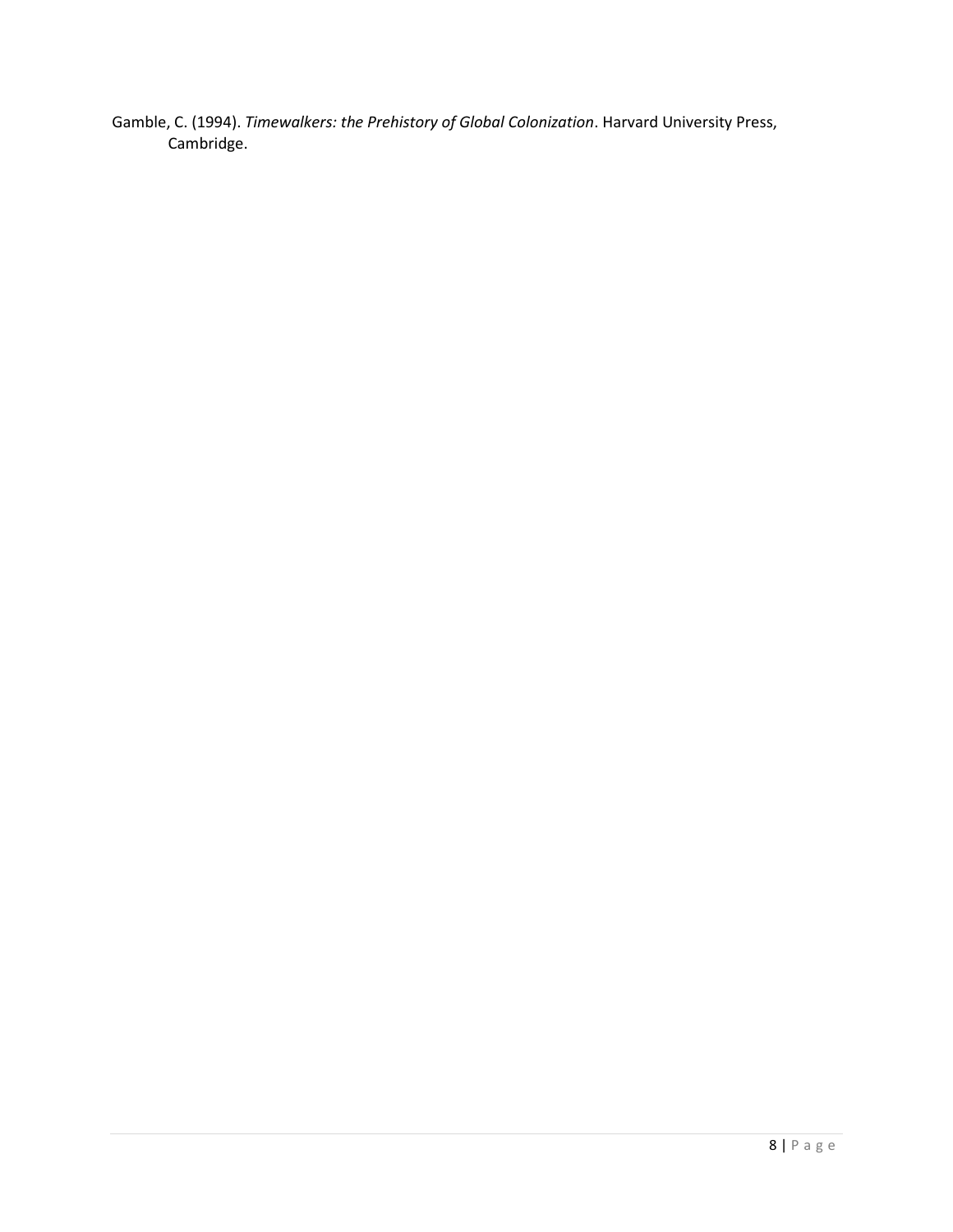Gamble, C. (1994). *Timewalkers: the Prehistory of Global Colonization*. Harvard University Press, Cambridge.